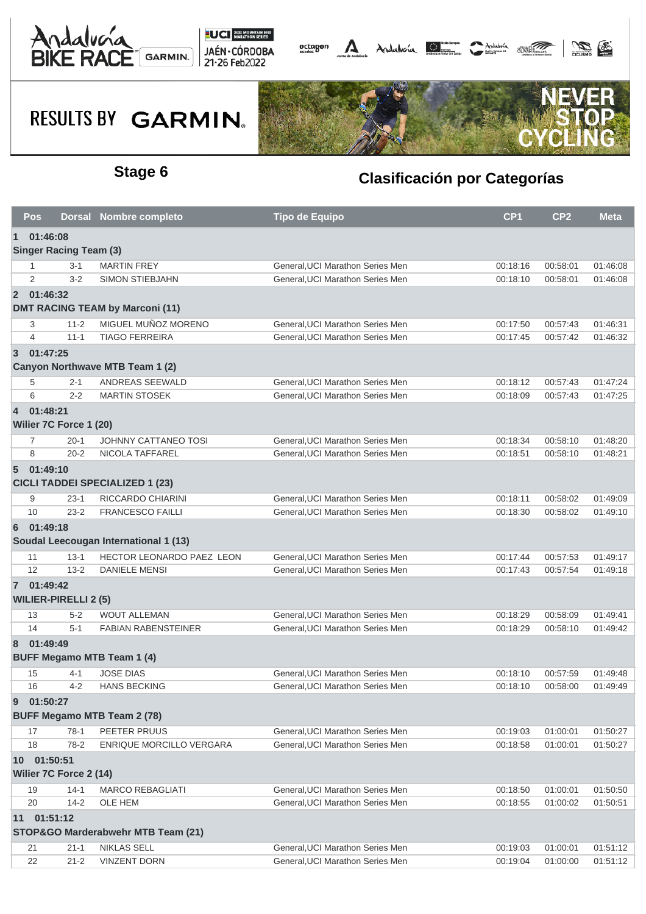## Stage 6

## Clasificación por Categorías

| Pos | Dorsal | Nombre completo | Tipo de Equipo | CP1 | CP2 | Meta |
|---|---|---|---|---|---|---|
| **1 01:46:08** | | | | | | |
| **Singer Racing Team (3)** | | | | | | |
| 1 | 3-1 | MARTIN FREY | General,UCI Marathon Series Men | 00:18:16 | 00:58:01 | 01:46:08 |
| 2 | 3-2 | SIMON STIEBJAHN | General,UCI Marathon Series Men | 00:18:10 | 00:58:01 | 01:46:08 |
| **2 01:46:32** | | | | | | |
| **DMT RACING TEAM by Marconi (11)** | | | | | | |
| 3 | 11-2 | MIGUEL MUÑOZ MORENO | General,UCI Marathon Series Men | 00:17:50 | 00:57:43 | 01:46:31 |
| 4 | 11-1 | TIAGO FERREIRA | General,UCI Marathon Series Men | 00:17:45 | 00:57:42 | 01:46:32 |
| **3 01:47:25** | | | | | | |
| **Canyon Northwave MTB Team 1 (2)** | | | | | | |
| 5 | 2-1 | ANDREAS SEEWALD | General,UCI Marathon Series Men | 00:18:12 | 00:57:43 | 01:47:24 |
| 6 | 2-2 | MARTIN STOSEK | General,UCI Marathon Series Men | 00:18:09 | 00:57:43 | 01:47:25 |
| **4 01:48:21** | | | | | | |
| **Wilier 7C Force 1 (20)** | | | | | | |
| 7 | 20-1 | JOHNNY CATTANEO TOSI | General,UCI Marathon Series Men | 00:18:34 | 00:58:10 | 01:48:20 |
| 8 | 20-2 | NICOLA TAFFAREL | General,UCI Marathon Series Men | 00:18:51 | 00:58:10 | 01:48:21 |
| **5 01:49:10** | | | | | | |
| **CICLI TADDEI SPECIALIZED 1 (23)** | | | | | | |
| 9 | 23-1 | RICCARDO CHIARINI | General,UCI Marathon Series Men | 00:18:11 | 00:58:02 | 01:49:09 |
| 10 | 23-2 | FRANCESCO FAILLI | General,UCI Marathon Series Men | 00:18:30 | 00:58:02 | 01:49:10 |
| **6 01:49:18** | | | | | | |
| **Soudal Leecougan International 1 (13)** | | | | | | |
| 11 | 13-1 | HECTOR LEONARDO PAEZ LEON | General,UCI Marathon Series Men | 00:17:44 | 00:57:53 | 01:49:17 |
| 12 | 13-2 | DANIELE MENSI | General,UCI Marathon Series Men | 00:17:43 | 00:57:54 | 01:49:18 |
| **7 01:49:42** | | | | | | |
| **WILIER-PIRELLI 2 (5)** | | | | | | |
| 13 | 5-2 | WOUT ALLEMAN | General,UCI Marathon Series Men | 00:18:29 | 00:58:09 | 01:49:41 |
| 14 | 5-1 | FABIAN RABENSTEINER | General,UCI Marathon Series Men | 00:18:29 | 00:58:10 | 01:49:42 |
| **8 01:49:49** | | | | | | |
| **BUFF Megamo MTB Team 1 (4)** | | | | | | |
| 15 | 4-1 | JOSE DIAS | General,UCI Marathon Series Men | 00:18:10 | 00:57:59 | 01:49:48 |
| 16 | 4-2 | HANS BECKING | General,UCI Marathon Series Men | 00:18:10 | 00:58:00 | 01:49:49 |
| **9 01:50:27** | | | | | | |
| **BUFF Megamo MTB Team 2 (78)** | | | | | | |
| 17 | 78-1 | PEETER PRUUS | General,UCI Marathon Series Men | 00:19:03 | 01:00:01 | 01:50:27 |
| 18 | 78-2 | ENRIQUE MORCILLO VERGARA | General,UCI Marathon Series Men | 00:18:58 | 01:00:01 | 01:50:27 |
| **10 01:50:51** | | | | | | |
| **Wilier 7C Force 2 (14)** | | | | | | |
| 19 | 14-1 | MARCO REBAGLIATI | General,UCI Marathon Series Men | 00:18:50 | 01:00:01 | 01:50:50 |
| 20 | 14-2 | OLE HEM | General,UCI Marathon Series Men | 00:18:55 | 01:00:02 | 01:50:51 |
| **11 01:51:12** | | | | | | |
| **STOP&GO Marderabwehr MTB Team (21)** | | | | | | |
| 21 | 21-1 | NIKLAS SELL | General,UCI Marathon Series Men | 00:19:03 | 01:00:01 | 01:51:12 |
| 22 | 21-2 | VINZENT DORN | General,UCI Marathon Series Men | 00:19:04 | 01:00:00 | 01:51:12 |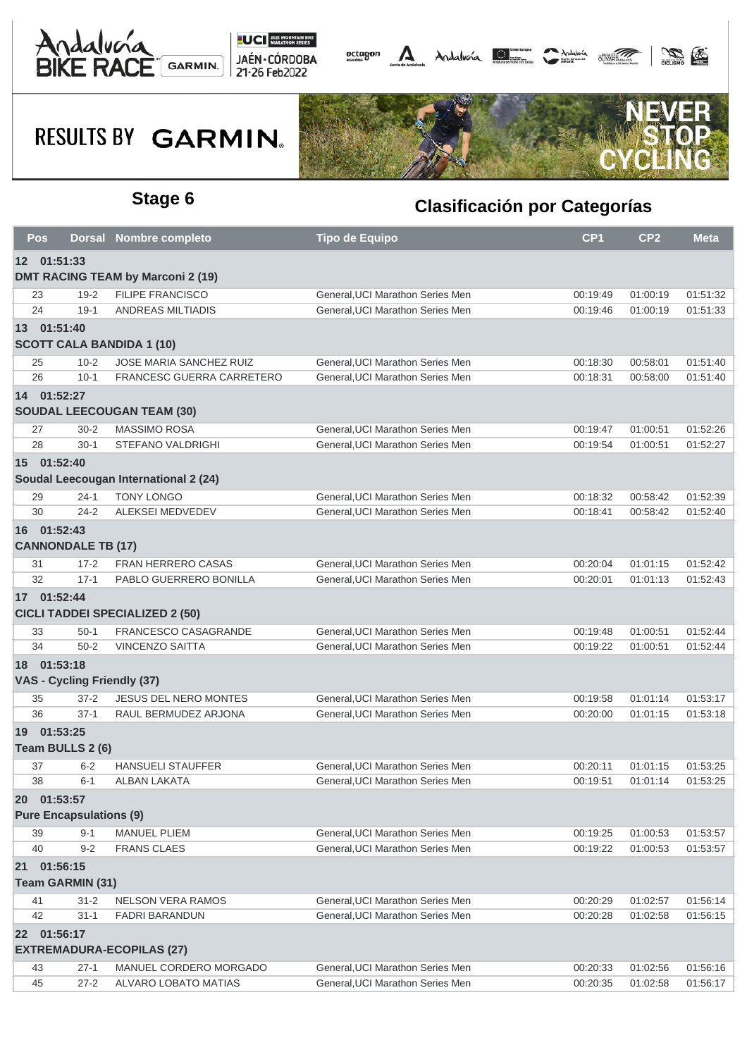RESULTS BY GARMIN

## Stage 6

## Clasificación por Categorías

| Pos | Dorsal | Nombre completo | Tipo de Equipo | CP1 | CP2 | Meta |
|---|---|---|---|---|---|---|
| **12 01:51:33** | | | | | | |
| **DMT RACING TEAM by Marconi 2 (19)** | | | | | | |
| 23 | 19-2 | FILIPE FRANCISCO | General,UCI Marathon Series Men | 00:19:49 | 01:00:19 | 01:51:32 |
| 24 | 19-1 | ANDREAS MILTIADIS | General,UCI Marathon Series Men | 00:19:46 | 01:00:19 | 01:51:33 |
| **13 01:51:40** | | | | | | |
| **SCOTT CALA BANDIDA 1 (10)** | | | | | | |
| 25 | 10-2 | JOSE MARIA SANCHEZ RUIZ | General,UCI Marathon Series Men | 00:18:30 | 00:58:01 | 01:51:40 |
| 26 | 10-1 | FRANCESC GUERRA CARRETERO | General,UCI Marathon Series Men | 00:18:31 | 00:58:00 | 01:51:40 |
| **14 01:52:27** | | | | | | |
| **SOUDAL LEECOUGAN TEAM (30)** | | | | | | |
| 27 | 30-2 | MASSIMO ROSA | General,UCI Marathon Series Men | 00:19:47 | 01:00:51 | 01:52:26 |
| 28 | 30-1 | STEFANO VALDRIGHI | General,UCI Marathon Series Men | 00:19:54 | 01:00:51 | 01:52:27 |
| **15 01:52:40** | | | | | | |
| **Soudal Leecougan International 2 (24)** | | | | | | |
| 29 | 24-1 | TONY LONGO | General,UCI Marathon Series Men | 00:18:32 | 00:58:42 | 01:52:39 |
| 30 | 24-2 | ALEKSEI MEDVEDEV | General,UCI Marathon Series Men | 00:18:41 | 00:58:42 | 01:52:40 |
| **16 01:52:43** | | | | | | |
| **CANNONDALE TB (17)** | | | | | | |
| 31 | 17-2 | FRAN HERRERO CASAS | General,UCI Marathon Series Men | 00:20:04 | 01:01:15 | 01:52:42 |
| 32 | 17-1 | PABLO GUERRERO BONILLA | General,UCI Marathon Series Men | 00:20:01 | 01:01:13 | 01:52:43 |
| **17 01:52:44** | | | | | | |
| **CICLI TADDEI SPECIALIZED 2 (50)** | | | | | | |
| 33 | 50-1 | FRANCESCO CASAGRANDE | General,UCI Marathon Series Men | 00:19:48 | 01:00:51 | 01:52:44 |
| 34 | 50-2 | VINCENZO SAITTA | General,UCI Marathon Series Men | 00:19:22 | 01:00:51 | 01:52:44 |
| **18 01:53:18** | | | | | | |
| **VAS - Cycling Friendly (37)** | | | | | | |
| 35 | 37-2 | JESUS DEL NERO MONTES | General,UCI Marathon Series Men | 00:19:58 | 01:01:14 | 01:53:17 |
| 36 | 37-1 | RAUL BERMUDEZ ARJONA | General,UCI Marathon Series Men | 00:20:00 | 01:01:15 | 01:53:18 |
| **19 01:53:25** | | | | | | |
| **Team BULLS 2 (6)** | | | | | | |
| 37 | 6-2 | HANSUELI STAUFFER | General,UCI Marathon Series Men | 00:20:11 | 01:01:15 | 01:53:25 |
| 38 | 6-1 | ALBAN LAKATA | General,UCI Marathon Series Men | 00:19:51 | 01:01:14 | 01:53:25 |
| **20 01:53:57** | | | | | | |
| **Pure Encapsulations (9)** | | | | | | |
| 39 | 9-1 | MANUEL PLIEM | General,UCI Marathon Series Men | 00:19:25 | 01:00:53 | 01:53:57 |
| 40 | 9-2 | FRANS CLAES | General,UCI Marathon Series Men | 00:19:22 | 01:00:53 | 01:53:57 |
| **21 01:56:15** | | | | | | |
| **Team GARMIN (31)** | | | | | | |
| 41 | 31-2 | NELSON VERA RAMOS | General,UCI Marathon Series Men | 00:20:29 | 01:02:57 | 01:56:14 |
| 42 | 31-1 | FADRI BARANDUN | General,UCI Marathon Series Men | 00:20:28 | 01:02:58 | 01:56:15 |
| **22 01:56:17** | | | | | | |
| **EXTREMADURA-ECOPILAS (27)** | | | | | | |
| 43 | 27-1 | MANUEL CORDERO MORGADO | General,UCI Marathon Series Men | 00:20:33 | 01:02:56 | 01:56:16 |
| 45 | 27-2 | ALVARO LOBATO MATIAS | General,UCI Marathon Series Men | 00:20:35 | 01:02:58 | 01:56:17 |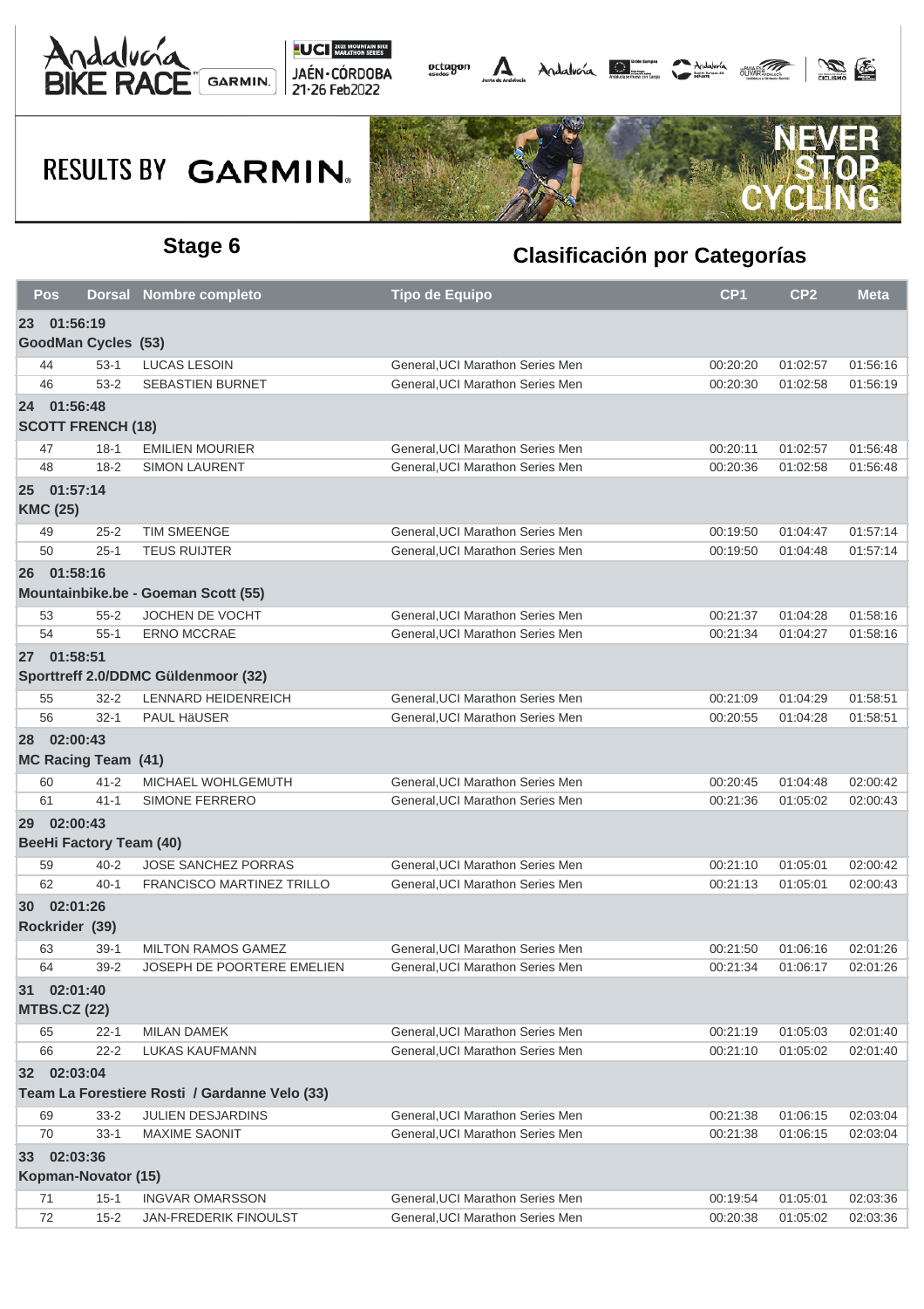## Stage 6

## Clasificación por Categorías

| Pos | Dorsal | Nombre completo | Tipo de Equipo | CP1 | CP2 | Meta |
|---|---|---|---|---|---|---|
| **23 01:56:19** | | | | | | |
| **GoodMan Cycles (53)** | | | | | | |
| 44 | 53-1 | LUCAS LESOIN | General,UCI Marathon Series Men | 00:20:20 | 01:02:57 | 01:56:16 |
| 46 | 53-2 | SEBASTIEN BURNET | General,UCI Marathon Series Men | 00:20:30 | 01:02:58 | 01:56:19 |
| **24 01:56:48** | | | | | | |
| **SCOTT FRENCH (18)** | | | | | | |
| 47 | 18-1 | EMILIEN MOURIER | General,UCI Marathon Series Men | 00:20:11 | 01:02:57 | 01:56:48 |
| 48 | 18-2 | SIMON LAURENT | General,UCI Marathon Series Men | 00:20:36 | 01:02:58 | 01:56:48 |
| **25 01:57:14** | | | | | | |
| **KMC (25)** | | | | | | |
| 49 | 25-2 | TIM SMEENGE | General,UCI Marathon Series Men | 00:19:50 | 01:04:47 | 01:57:14 |
| 50 | 25-1 | TEUS RUIJTER | General,UCI Marathon Series Men | 00:19:50 | 01:04:48 | 01:57:14 |
| **26 01:58:16** | | | | | | |
| **Mountainbike.be - Goeman Scott (55)** | | | | | | |
| 53 | 55-2 | JOCHEN DE VOCHT | General,UCI Marathon Series Men | 00:21:37 | 01:04:28 | 01:58:16 |
| 54 | 55-1 | ERNO MCCRAE | General,UCI Marathon Series Men | 00:21:34 | 01:04:27 | 01:58:16 |
| **27 01:58:51** | | | | | | |
| **Sporttreff 2.0/DDMC Güldenmoor (32)** | | | | | | |
| 55 | 32-2 | LENNARD HEIDENREICH | General,UCI Marathon Series Men | 00:21:09 | 01:04:29 | 01:58:51 |
| 56 | 32-1 | PAUL HäUSER | General,UCI Marathon Series Men | 00:20:55 | 01:04:28 | 01:58:51 |
| **28 02:00:43** | | | | | | |
| **MC Racing Team (41)** | | | | | | |
| 60 | 41-2 | MICHAEL WOHLGEMUTH | General,UCI Marathon Series Men | 00:20:45 | 01:04:48 | 02:00:42 |
| 61 | 41-1 | SIMONE FERRERO | General,UCI Marathon Series Men | 00:21:36 | 01:05:02 | 02:00:43 |
| **29 02:00:43** | | | | | | |
| **BeeHi Factory Team (40)** | | | | | | |
| 59 | 40-2 | JOSE SANCHEZ PORRAS | General,UCI Marathon Series Men | 00:21:10 | 01:05:01 | 02:00:42 |
| 62 | 40-1 | FRANCISCO MARTINEZ TRILLO | General,UCI Marathon Series Men | 00:21:13 | 01:05:01 | 02:00:43 |
| **30 02:01:26** | | | | | | |
| **Rockrider (39)** | | | | | | |
| 63 | 39-1 | MILTON RAMOS GAMEZ | General,UCI Marathon Series Men | 00:21:50 | 01:06:16 | 02:01:26 |
| 64 | 39-2 | JOSEPH DE POORTERE EMELIEN | General,UCI Marathon Series Men | 00:21:34 | 01:06:17 | 02:01:26 |
| **31 02:01:40** | | | | | | |
| **MTBS.CZ (22)** | | | | | | |
| 65 | 22-1 | MILAN DAMEK | General,UCI Marathon Series Men | 00:21:19 | 01:05:03 | 02:01:40 |
| 66 | 22-2 | LUKAS KAUFMANN | General,UCI Marathon Series Men | 00:21:10 | 01:05:02 | 02:01:40 |
| **32 02:03:04** | | | | | | |
| **Team La Forestiere Rosti / Gardanne Velo (33)** | | | | | | |
| 69 | 33-2 | JULIEN DESJARDINS | General,UCI Marathon Series Men | 00:21:38 | 01:06:15 | 02:03:04 |
| 70 | 33-1 | MAXIME SAONIT | General,UCI Marathon Series Men | 00:21:38 | 01:06:15 | 02:03:04 |
| **33 02:03:36** | | | | | | |
| **Kopman-Novator (15)** | | | | | | |
| 71 | 15-1 | INGVAR OMARSSON | General,UCI Marathon Series Men | 00:19:54 | 01:05:01 | 02:03:36 |
| 72 | 15-2 | JAN-FREDERIK FINOULST | General,UCI Marathon Series Men | 00:20:38 | 01:05:02 | 02:03:36 |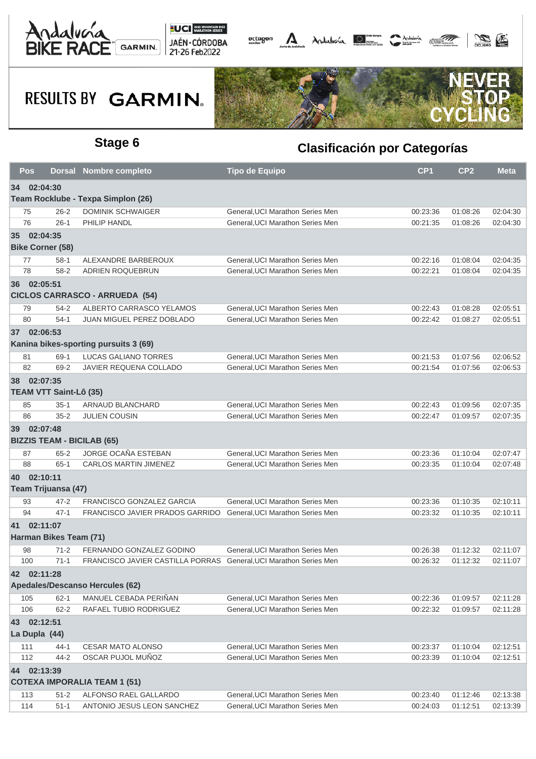RESULTS BY GARMIN

## Stage 6

## Clasificación por Categorías

| Pos | Dorsal | Nombre completo | Tipo de Equipo | CP1 | CP2 | Meta |
|---|---|---|---|---|---|---|
| **34 02:04:30** | | | | | | |
| **Team Rocklube - Texpa Simplon (26)** | | | | | | |
| 75 | 26-2 | DOMINIK SCHWAIGER | General,UCI Marathon Series Men | 00:23:36 | 01:08:26 | 02:04:30 |
| 76 | 26-1 | PHILIP HANDL | General,UCI Marathon Series Men | 00:21:35 | 01:08:26 | 02:04:30 |
| **35 02:04:35** | | | | | | |
| **Bike Corner (58)** | | | | | | |
| 77 | 58-1 | ALEXANDRE BARBEROUX | General,UCI Marathon Series Men | 00:22:16 | 01:08:04 | 02:04:35 |
| 78 | 58-2 | ADRIEN ROQUEBRUN | General,UCI Marathon Series Men | 00:22:21 | 01:08:04 | 02:04:35 |
| **36 02:05:51** | | | | | | |
| **CICLOS CARRASCO - ARRUEDA (54)** | | | | | | |
| 79 | 54-2 | ALBERTO CARRASCO YELAMOS | General,UCI Marathon Series Men | 00:22:43 | 01:08:28 | 02:05:51 |
| 80 | 54-1 | JUAN MIGUEL PEREZ DOBLADO | General,UCI Marathon Series Men | 00:22:42 | 01:08:27 | 02:05:51 |
| **37 02:06:53** | | | | | | |
| **Kanina bikes-sporting pursuits 3 (69)** | | | | | | |
| 81 | 69-1 | LUCAS GALIANO TORRES | General,UCI Marathon Series Men | 00:21:53 | 01:07:56 | 02:06:52 |
| 82 | 69-2 | JAVIER REQUENA COLLADO | General,UCI Marathon Series Men | 00:21:54 | 01:07:56 | 02:06:53 |
| **38 02:07:35** | | | | | | |
| **TEAM VTT Saint-Lô (35)** | | | | | | |
| 85 | 35-1 | ARNAUD BLANCHARD | General,UCI Marathon Series Men | 00:22:43 | 01:09:56 | 02:07:35 |
| 86 | 35-2 | JULIEN COUSIN | General,UCI Marathon Series Men | 00:22:47 | 01:09:57 | 02:07:35 |
| **39 02:07:48** | | | | | | |
| **BIZZIS TEAM - BICILAB (65)** | | | | | | |
| 87 | 65-2 | JORGE OCAÑA ESTEBAN | General,UCI Marathon Series Men | 00:23:36 | 01:10:04 | 02:07:47 |
| 88 | 65-1 | CARLOS MARTIN JIMENEZ | General,UCI Marathon Series Men | 00:23:35 | 01:10:04 | 02:07:48 |
| **40 02:10:11** | | | | | | |
| **Team Trijuansa (47)** | | | | | | |
| 93 | 47-2 | FRANCISCO GONZALEZ GARCIA | General,UCI Marathon Series Men | 00:23:36 | 01:10:35 | 02:10:11 |
| 94 | 47-1 | FRANCISCO JAVIER PRADOS GARRIDO | General,UCI Marathon Series Men | 00:23:32 | 01:10:35 | 02:10:11 |
| **41 02:11:07** | | | | | | |
| **Harman Bikes Team (71)** | | | | | | |
| 98 | 71-2 | FERNANDO GONZALEZ GODINO | General,UCI Marathon Series Men | 00:26:38 | 01:12:32 | 02:11:07 |
| 100 | 71-1 | FRANCISCO JAVIER CASTILLA PORRAS | General,UCI Marathon Series Men | 00:26:32 | 01:12:32 | 02:11:07 |
| **42 02:11:28** | | | | | | |
| **Apedales/Descanso Hercules (62)** | | | | | | |
| 105 | 62-1 | MANUEL CEBADA PERIÑAN | General,UCI Marathon Series Men | 00:22:36 | 01:09:57 | 02:11:28 |
| 106 | 62-2 | RAFAEL TUBIO RODRIGUEZ | General,UCI Marathon Series Men | 00:22:32 | 01:09:57 | 02:11:28 |
| **43 02:12:51** | | | | | | |
| **La Dupla (44)** | | | | | | |
| 111 | 44-1 | CESAR MATO ALONSO | General,UCI Marathon Series Men | 00:23:37 | 01:10:04 | 02:12:51 |
| 112 | 44-2 | OSCAR PUJOL MUÑOZ | General,UCI Marathon Series Men | 00:23:39 | 01:10:04 | 02:12:51 |
| **44 02:13:39** | | | | | | |
| **COTEXA IMPORALIA TEAM 1 (51)** | | | | | | |
| 113 | 51-2 | ALFONSO RAEL GALLARDO | General,UCI Marathon Series Men | 00:23:40 | 01:12:46 | 02:13:38 |
| 114 | 51-1 | ANTONIO JESUS LEON SANCHEZ | General,UCI Marathon Series Men | 00:24:03 | 01:12:51 | 02:13:39 |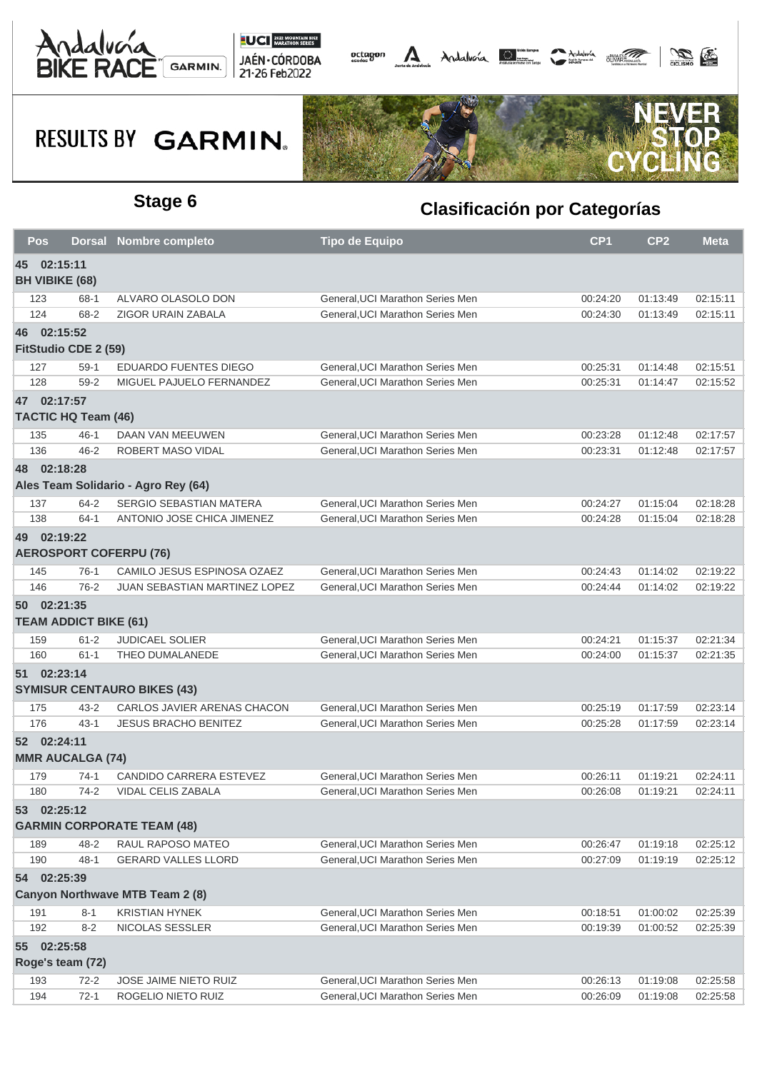## Stage 6

## Clasificación por Categorías

| Pos | Dorsal | Nombre completo | Tipo de Equipo | CP1 | CP2 | Meta |
|---|---|---|---|---|---|---|
| **45 02:15:11** | | | | | | |
| **BH VIBIKE (68)** | | | | | | |
| 123 | 68-1 | ALVARO OLASOLO DON | General,UCI Marathon Series Men | 00:24:20 | 01:13:49 | 02:15:11 |
| 124 | 68-2 | ZIGOR URAIN ZABALA | General,UCI Marathon Series Men | 00:24:30 | 01:13:49 | 02:15:11 |
| **46 02:15:52** | | | | | | |
| **FitStudio CDE 2 (59)** | | | | | | |
| 127 | 59-1 | EDUARDO FUENTES DIEGO | General,UCI Marathon Series Men | 00:25:31 | 01:14:48 | 02:15:51 |
| 128 | 59-2 | MIGUEL PAJUELO FERNANDEZ | General,UCI Marathon Series Men | 00:25:31 | 01:14:47 | 02:15:52 |
| **47 02:17:57** | | | | | | |
| **TACTIC HQ Team (46)** | | | | | | |
| 135 | 46-1 | DAAN VAN MEEUWEN | General,UCI Marathon Series Men | 00:23:28 | 01:12:48 | 02:17:57 |
| 136 | 46-2 | ROBERT MASO VIDAL | General,UCI Marathon Series Men | 00:23:31 | 01:12:48 | 02:17:57 |
| **48 02:18:28** | | | | | | |
| **Ales Team Solidario - Agro Rey (64)** | | | | | | |
| 137 | 64-2 | SERGIO SEBASTIAN MATERA | General,UCI Marathon Series Men | 00:24:27 | 01:15:04 | 02:18:28 |
| 138 | 64-1 | ANTONIO JOSE CHICA JIMENEZ | General,UCI Marathon Series Men | 00:24:28 | 01:15:04 | 02:18:28 |
| **49 02:19:22** | | | | | | |
| **AEROSPORT COFERPU (76)** | | | | | | |
| 145 | 76-1 | CAMILO JESUS ESPINOSA OZAEZ | General,UCI Marathon Series Men | 00:24:43 | 01:14:02 | 02:19:22 |
| 146 | 76-2 | JUAN SEBASTIAN MARTINEZ LOPEZ | General,UCI Marathon Series Men | 00:24:44 | 01:14:02 | 02:19:22 |
| **50 02:21:35** | | | | | | |
| **TEAM ADDICT BIKE (61)** | | | | | | |
| 159 | 61-2 | JUDICAEL SOLIER | General,UCI Marathon Series Men | 00:24:21 | 01:15:37 | 02:21:34 |
| 160 | 61-1 | THEO DUMALANEDE | General,UCI Marathon Series Men | 00:24:00 | 01:15:37 | 02:21:35 |
| **51 02:23:14** | | | | | | |
| **SYMISUR CENTAURO BIKES (43)** | | | | | | |
| 175 | 43-2 | CARLOS JAVIER ARENAS CHACON | General,UCI Marathon Series Men | 00:25:19 | 01:17:59 | 02:23:14 |
| 176 | 43-1 | JESUS BRACHO BENITEZ | General,UCI Marathon Series Men | 00:25:28 | 01:17:59 | 02:23:14 |
| **52 02:24:11** | | | | | | |
| **MMR AUCALGA (74)** | | | | | | |
| 179 | 74-1 | CANDIDO CARRERA ESTEVEZ | General,UCI Marathon Series Men | 00:26:11 | 01:19:21 | 02:24:11 |
| 180 | 74-2 | VIDAL CELIS ZABALA | General,UCI Marathon Series Men | 00:26:08 | 01:19:21 | 02:24:11 |
| **53 02:25:12** | | | | | | |
| **GARMIN CORPORATE TEAM (48)** | | | | | | |
| 189 | 48-2 | RAUL RAPOSO MATEO | General,UCI Marathon Series Men | 00:26:47 | 01:19:18 | 02:25:12 |
| 190 | 48-1 | GERARD VALLES LLORD | General,UCI Marathon Series Men | 00:27:09 | 01:19:19 | 02:25:12 |
| **54 02:25:39** | | | | | | |
| **Canyon Northwave MTB Team 2 (8)** | | | | | | |
| 191 | 8-1 | KRISTIAN HYNEK | General,UCI Marathon Series Men | 00:18:51 | 01:00:02 | 02:25:39 |
| 192 | 8-2 | NICOLAS SESSLER | General,UCI Marathon Series Men | 00:19:39 | 01:00:52 | 02:25:39 |
| **55 02:25:58** | | | | | | |
| **Roge's team (72)** | | | | | | |
| 193 | 72-2 | JOSE JAIME NIETO RUIZ | General,UCI Marathon Series Men | 00:26:13 | 01:19:08 | 02:25:58 |
| 194 | 72-1 | ROGELIO NIETO RUIZ | General,UCI Marathon Series Men | 00:26:09 | 01:19:08 | 02:25:58 |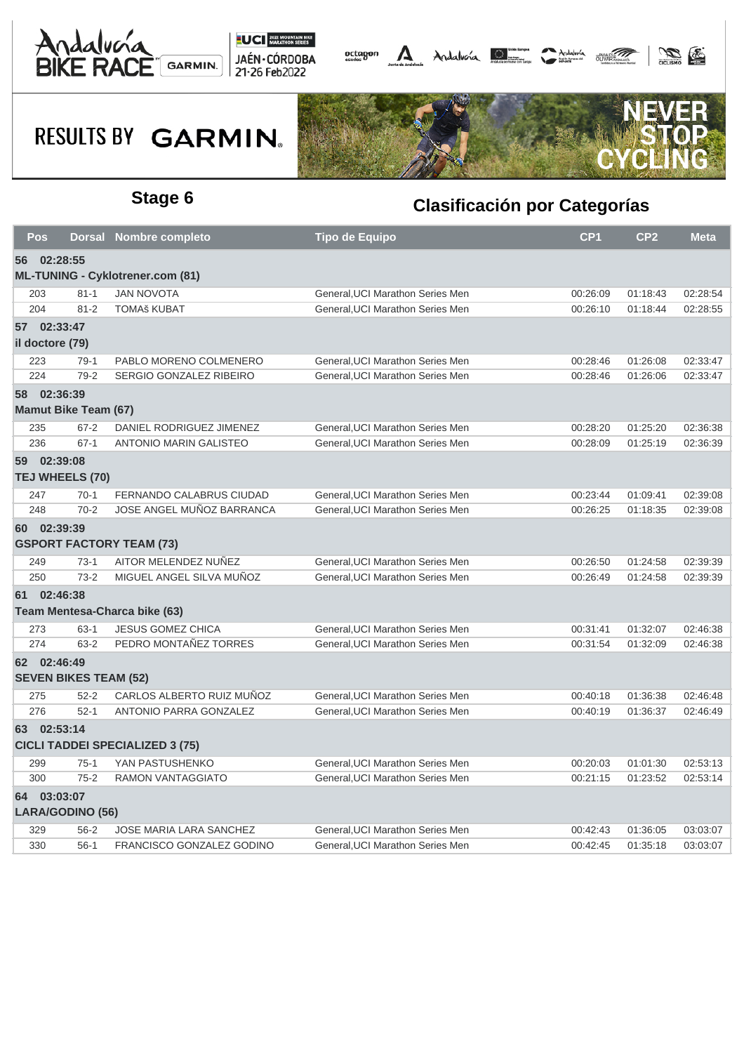## Stage 6

## Clasificación por Categorías

| Pos | Dorsal | Nombre completo | Tipo de Equipo | CP1 | CP2 | Meta |
|---|---|---|---|---|---|---|
| **56 02:28:55** | | | | | | |
| **ML-TUNING - Cyklotrener.com (81)** | | | | | | |
| 203 | 81-1 | JAN NOVOTA | General,UCI Marathon Series Men | 00:26:09 | 01:18:43 | 02:28:54 |
| 204 | 81-2 | TOMAš KUBAT | General,UCI Marathon Series Men | 00:26:10 | 01:18:44 | 02:28:55 |
| **57 02:33:47** | | | | | | |
| **il doctore (79)** | | | | | | |
| 223 | 79-1 | PABLO MORENO COLMENERO | General,UCI Marathon Series Men | 00:28:46 | 01:26:08 | 02:33:47 |
| 224 | 79-2 | SERGIO GONZALEZ RIBEIRO | General,UCI Marathon Series Men | 00:28:46 | 01:26:06 | 02:33:47 |
| **58 02:36:39** | | | | | | |
| **Mamut Bike Team (67)** | | | | | | |
| 235 | 67-2 | DANIEL RODRIGUEZ JIMENEZ | General,UCI Marathon Series Men | 00:28:20 | 01:25:20 | 02:36:38 |
| 236 | 67-1 | ANTONIO MARIN GALISTEO | General,UCI Marathon Series Men | 00:28:09 | 01:25:19 | 02:36:39 |
| **59 02:39:08** | | | | | | |
| **TEJ WHEELS (70)** | | | | | | |
| 247 | 70-1 | FERNANDO CALABRUS CIUDAD | General,UCI Marathon Series Men | 00:23:44 | 01:09:41 | 02:39:08 |
| 248 | 70-2 | JOSE ANGEL MUÑOZ BARRANCA | General,UCI Marathon Series Men | 00:26:25 | 01:18:35 | 02:39:08 |
| **60 02:39:39** | | | | | | |
| **GSPORT FACTORY TEAM (73)** | | | | | | |
| 249 | 73-1 | AITOR MELENDEZ NUÑEZ | General,UCI Marathon Series Men | 00:26:50 | 01:24:58 | 02:39:39 |
| 250 | 73-2 | MIGUEL ANGEL SILVA MUÑOZ | General,UCI Marathon Series Men | 00:26:49 | 01:24:58 | 02:39:39 |
| **61 02:46:38** | | | | | | |
| **Team Mentesa-Charca bike (63)** | | | | | | |
| 273 | 63-1 | JESUS GOMEZ CHICA | General,UCI Marathon Series Men | 00:31:41 | 01:32:07 | 02:46:38 |
| 274 | 63-2 | PEDRO MONTAÑEZ TORRES | General,UCI Marathon Series Men | 00:31:54 | 01:32:09 | 02:46:38 |
| **62 02:46:49** | | | | | | |
| **SEVEN BIKES TEAM (52)** | | | | | | |
| 275 | 52-2 | CARLOS ALBERTO RUIZ MUÑOZ | General,UCI Marathon Series Men | 00:40:18 | 01:36:38 | 02:46:48 |
| 276 | 52-1 | ANTONIO PARRA GONZALEZ | General,UCI Marathon Series Men | 00:40:19 | 01:36:37 | 02:46:49 |
| **63 02:53:14** | | | | | | |
| **CICLI TADDEI SPECIALIZED 3 (75)** | | | | | | |
| 299 | 75-1 | YAN PASTUSHENKO | General,UCI Marathon Series Men | 00:20:03 | 01:01:30 | 02:53:13 |
| 300 | 75-2 | RAMON VANTAGGIATO | General,UCI Marathon Series Men | 00:21:15 | 01:23:52 | 02:53:14 |
| **64 03:03:07** | | | | | | |
| **LARA/GODINO (56)** | | | | | | |
| 329 | 56-2 | JOSE MARIA LARA SANCHEZ | General,UCI Marathon Series Men | 00:42:43 | 01:36:05 | 03:03:07 |
| 330 | 56-1 | FRANCISCO GONZALEZ GODINO | General,UCI Marathon Series Men | 00:42:45 | 01:35:18 | 03:03:07 |